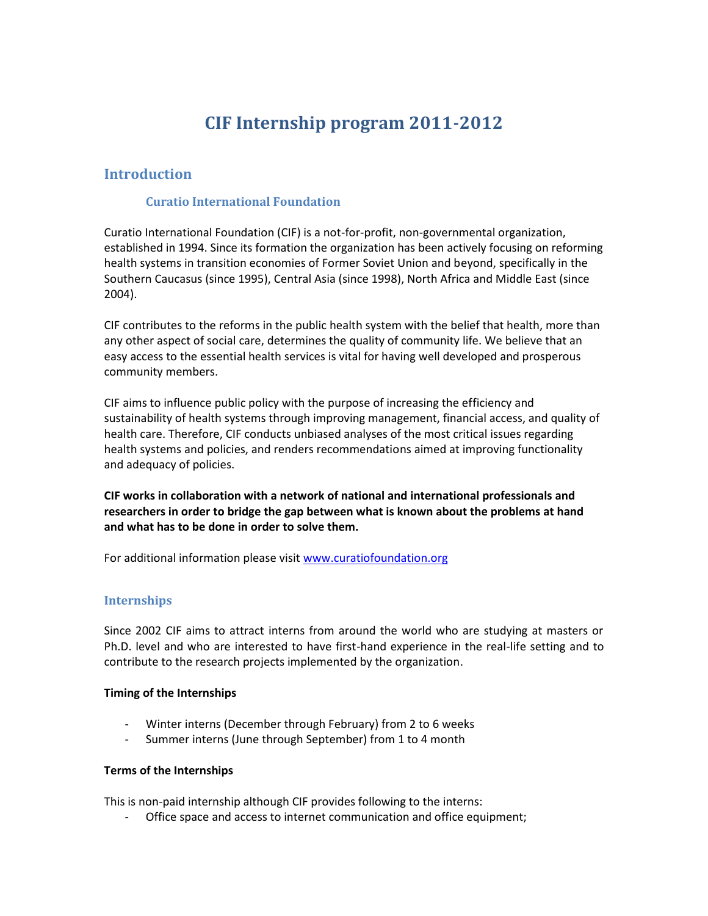# CIF Internship program 2011-2012

## Introduction

### Curatio International Foundation

Curatio International Foundation (CIF) is a not-for-profit, non-governmental organization, established in 1994. Since its formation the organization has been actively focusing on reforming health systems in transition economies of Former Soviet Union and beyond, specifically in the Southern Caucasus (since 1995), Central Asia (since 1998), North Africa and Middle East (since 2004).

CIF contributes to the reforms in the public health system with the belief that health, more than any other aspect of social care, determines the quality of community life. We believe that an easy access to the essential health services is vital for having well developed and prosperous community members.

CIF aims to influence public policy with the purpose of increasing the efficiency and sustainability of health systems through improving management, financial access, and quality of health care. Therefore, CIF conducts unbiased analyses of the most critical issues regarding health systems and policies, and renders recommendations aimed at improving functionality and adequacy of policies.

**CIF works in collaboration with a network of national and international professionals and researchers in order to bridge the gap between what is known about the problems at hand and what has to be done in order to solve them.**

For additional information please visit www.curatiofoundation.org

### Internships

Since 2002 CIF aims to attract interns from around the world who are studying at masters or Ph.D. level and who are interested to have first-hand experience in the real-life setting and to contribute to the research projects implemented by the organization.

**Timing of the Internships**

- Winter interns (December through February) from 2 to 6 weeks
- Summer interns (June through September) from 1 to 4 month

**Terms of the Internships**

This is non-paid internship although CIF provides following to the interns:

- Office space and access to internet communication and office equipment;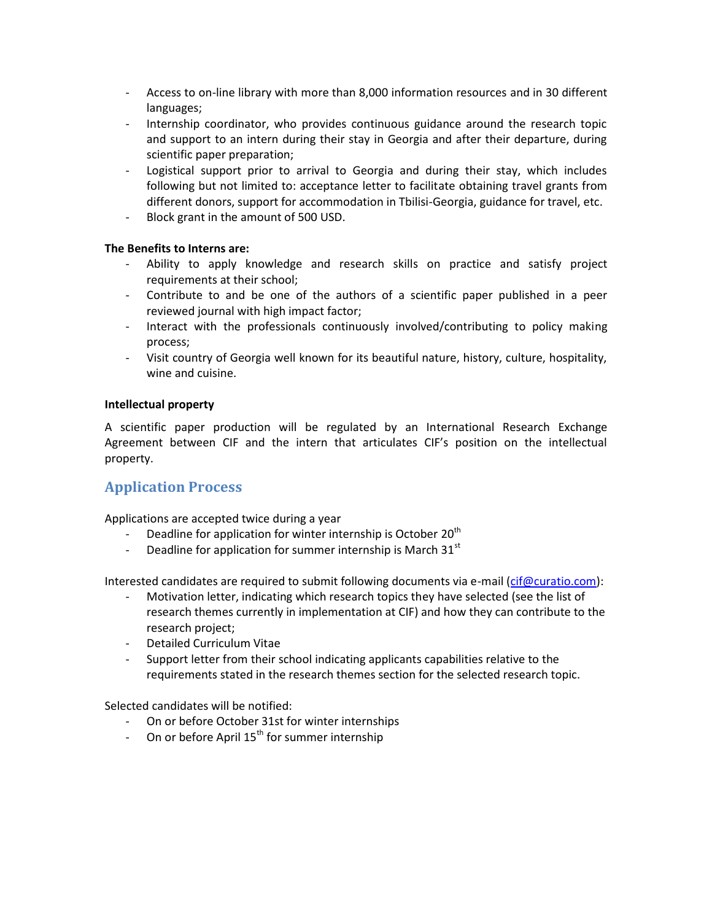- Access to on-line library with more than 8,000 information resources and in 30 different languages;
- Internship coordinator, who provides continuous guidance around the research topic and support to an intern during their stay in Georgia and after their departure, during scientific paper preparation;
- Logistical support prior to arrival to Georgia and during their stay, which includes following but not limited to: acceptance letter to facilitate obtaining travel grants from different donors, support for accommodation in Tbilisi-Georgia, guidance for travel, etc.
- Block grant in the amount of 500 USD.

**The Benefits to Interns are:**

- Ability to apply knowledge and research skills on practice and satisfy project requirements at their school;
- Contribute to and be one of the authors of a scientific paper published in a peer reviewed journal with high impact factor;
- Interact with the professionals continuously involved/contributing to policy making process;
- Visit country of Georgia well known for its beautiful nature, history, culture, hospitality, wine and cuisine.

**Intellectual property**

A scientific paper production will be regulated by an International Research Exchange Agreement between CIF and the intern that articulates CIF's position on the intellectual property.

## Application Process

Applications are accepted twice during a year

- Deadline for application for winter internship is October 20th
- Deadline for application for summer internship is March 31st

Interested candidates are required to submit following documents via e-mail (cif@curatio.com):

- Motivation letter, indicating which research topics they have selected (see the list of research themes currently in implementation at CIF) and how they can contribute to the research project;
- Detailed Curriculum Vitae
- Support letter from their school indicating applicants capabilities relative to the requirements stated in the research themes section for the selected research topic.

Selected candidates will be notified:

- On or before October 31st for winter internships
- On or before April 15th for summer internship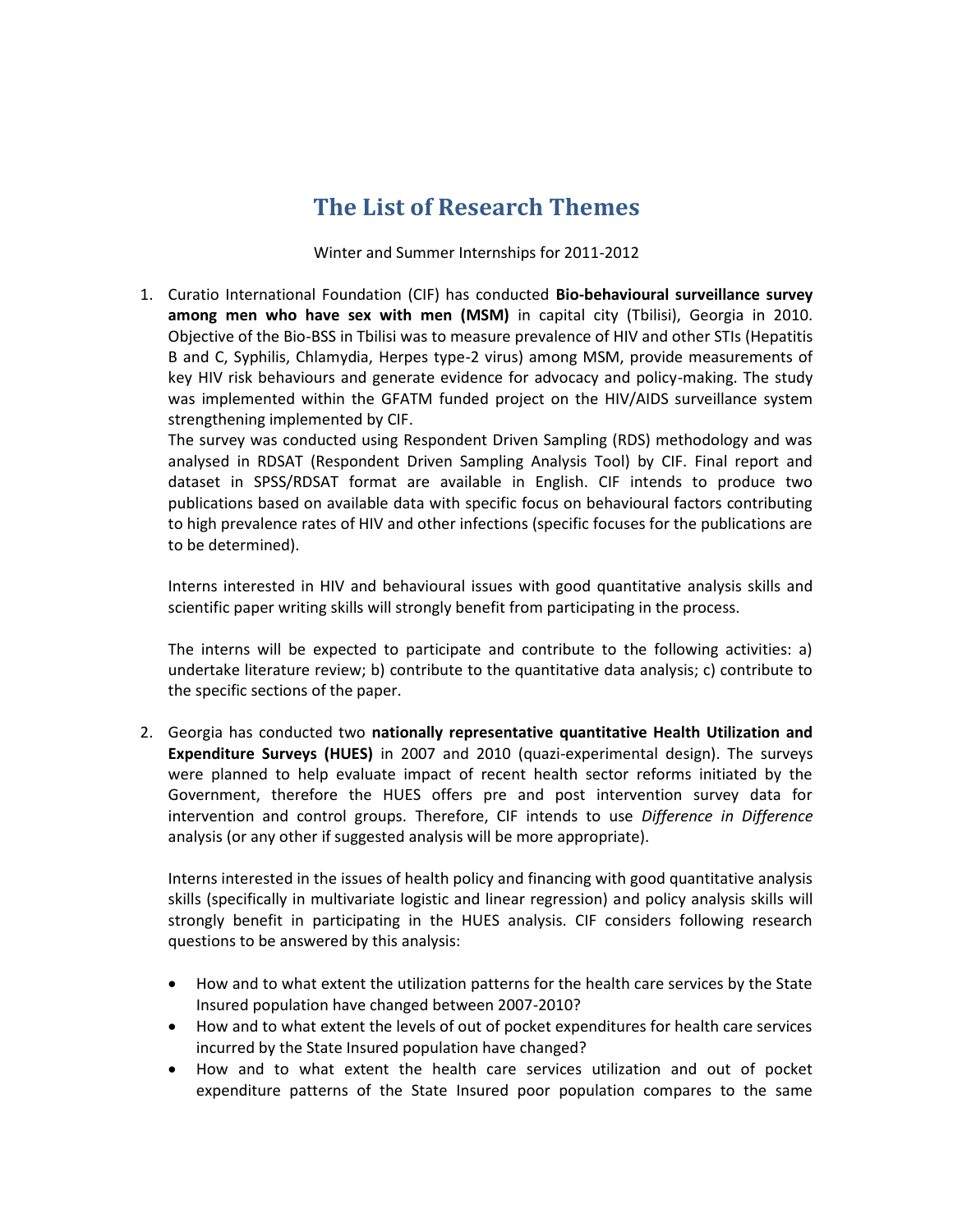# The List of Research Themes

Winter and Summer Internships for 2011-2012

1. Curatio International Foundation (CIF) has conducted **Bio-behavioural surveillance survey among men who have sex with men (MSM)** in capital city (Tbilisi), Georgia in 2010. Objective of the Bio-BSS in Tbilisi was to measure prevalence of HIV and other STIs (Hepatitis B and C, Syphilis, Chlamydia, Herpes type-2 virus) among MSM, provide measurements of key HIV risk behaviours and generate evidence for advocacy and policy-making. The study was implemented within the GFATM funded project on the HIV/AIDS surveillance system strengthening implemented by CIF.
   The survey was conducted using Respondent Driven Sampling (RDS) methodology and was analysed in RDSAT (Respondent Driven Sampling Analysis Tool) by CIF. Final report and dataset in SPSS/RDSAT format are available in English. CIF intends to produce two publications based on available data with specific focus on behavioural factors contributing to high prevalence rates of HIV and other infections (specific focuses for the publications are to be determined).

   Interns interested in HIV and behavioural issues with good quantitative analysis skills and scientific paper writing skills will strongly benefit from participating in the process.

   The interns will be expected to participate and contribute to the following activities: a) undertake literature review; b) contribute to the quantitative data analysis; c) contribute to the specific sections of the paper.

2. Georgia has conducted two **nationally representative quantitative Health Utilization and Expenditure Surveys (HUES)** in 2007 and 2010 (quazi-experimental design). The surveys were planned to help evaluate impact of recent health sector reforms initiated by the Government, therefore the HUES offers pre and post intervention survey data for intervention and control groups. Therefore, CIF intends to use *Difference in Difference* analysis (or any other if suggested analysis will be more appropriate).

   Interns interested in the issues of health policy and financing with good quantitative analysis skills (specifically in multivariate logistic and linear regression) and policy analysis skills will strongly benefit in participating in the HUES analysis. CIF considers following research questions to be answered by this analysis:

   - How and to what extent the utilization patterns for the health care services by the State Insured population have changed between 2007-2010?
   - How and to what extent the levels of out of pocket expenditures for health care services incurred by the State Insured population have changed?
   - How and to what extent the health care services utilization and out of pocket expenditure patterns of the State Insured poor population compares to the same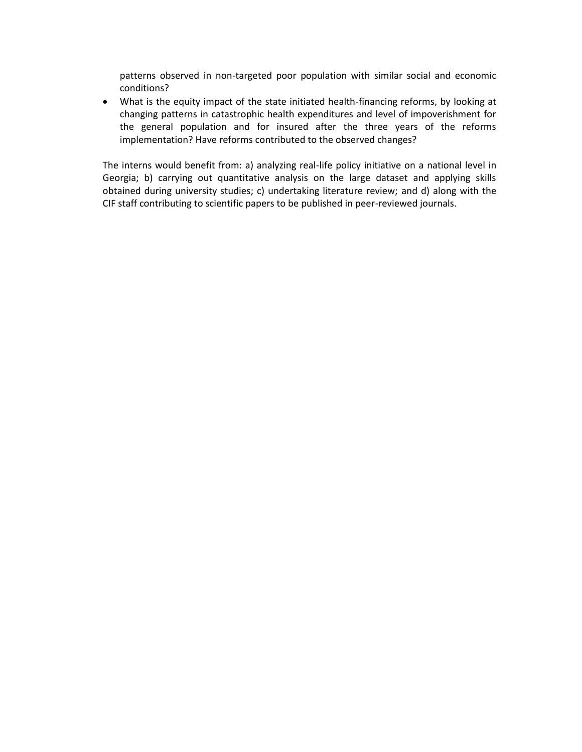patterns observed in non-targeted poor population with similar social and economic conditions?

- What is the equity impact of the state initiated health-financing reforms, by looking at changing patterns in catastrophic health expenditures and level of impoverishment for the general population and for insured after the three years of the reforms implementation? Have reforms contributed to the observed changes?

The interns would benefit from: a) analyzing real-life policy initiative on a national level in Georgia; b) carrying out quantitative analysis on the large dataset and applying skills obtained during university studies; c) undertaking literature review; and d) along with the CIF staff contributing to scientific papers to be published in peer-reviewed journals.